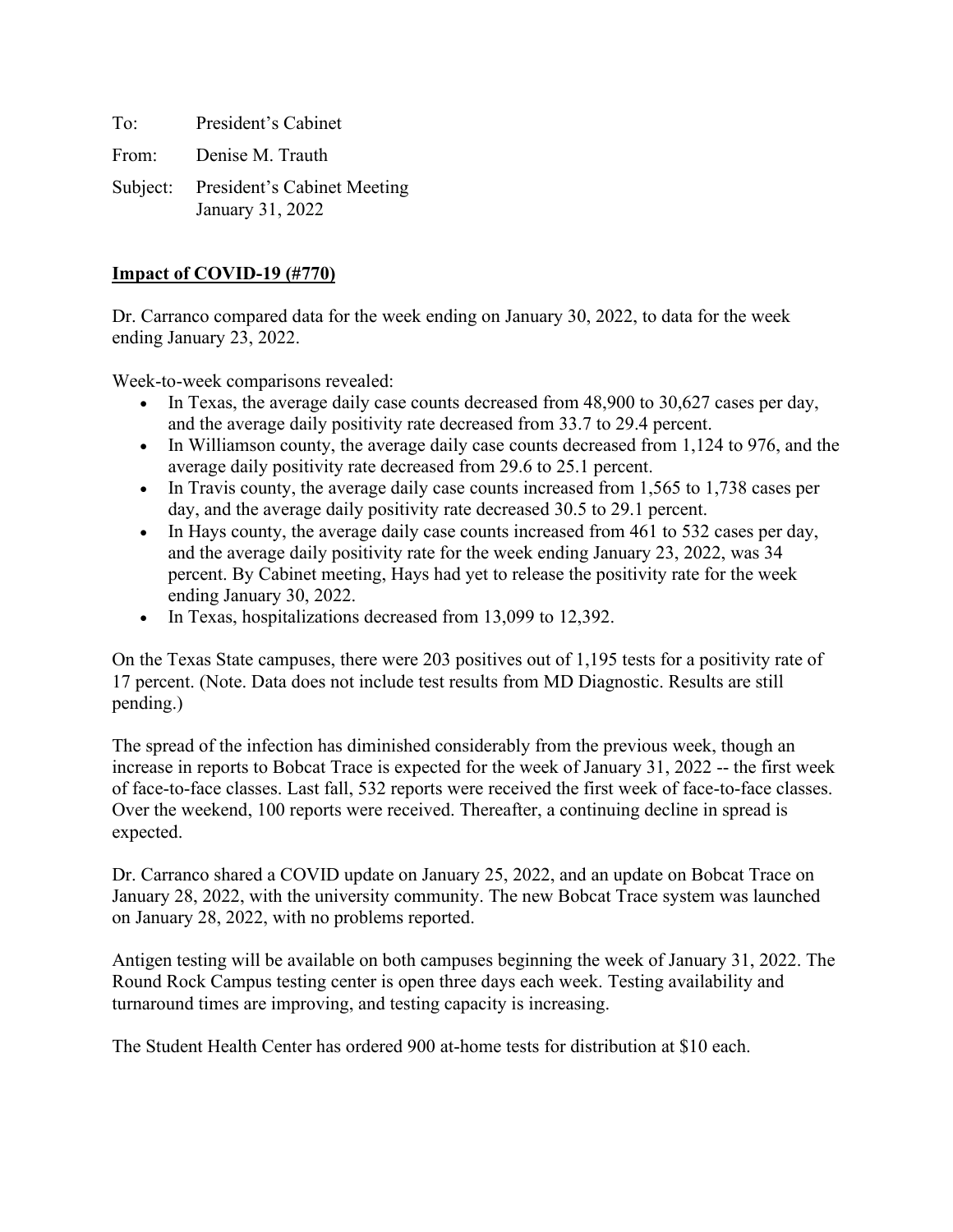To: President's Cabinet

From: Denise M. Trauth

Subject: President's Cabinet Meeting
January 31, 2022

**Impact of COVID-19 (#770)**

Dr. Carranco compared data for the week ending on January 30, 2022, to data for the week ending January 23, 2022.

Week-to-week comparisons revealed:

- In Texas, the average daily case counts decreased from 48,900 to 30,627 cases per day, and the average daily positivity rate decreased from 33.7 to 29.4 percent.
- In Williamson county, the average daily case counts decreased from 1,124 to 976, and the average daily positivity rate decreased from 29.6 to 25.1 percent.
- In Travis county, the average daily case counts increased from 1,565 to 1,738 cases per day, and the average daily positivity rate decreased 30.5 to 29.1 percent.
- In Hays county, the average daily case counts increased from 461 to 532 cases per day, and the average daily positivity rate for the week ending January 23, 2022, was 34 percent. By Cabinet meeting, Hays had yet to release the positivity rate for the week ending January 30, 2022.
- In Texas, hospitalizations decreased from 13,099 to 12,392.

On the Texas State campuses, there were 203 positives out of 1,195 tests for a positivity rate of 17 percent. (Note. Data does not include test results from MD Diagnostic. Results are still pending.)

The spread of the infection has diminished considerably from the previous week, though an increase in reports to Bobcat Trace is expected for the week of January 31, 2022 -- the first week of face-to-face classes. Last fall, 532 reports were received the first week of face-to-face classes. Over the weekend, 100 reports were received. Thereafter, a continuing decline in spread is expected.

Dr. Carranco shared a COVID update on January 25, 2022, and an update on Bobcat Trace on January 28, 2022, with the university community. The new Bobcat Trace system was launched on January 28, 2022, with no problems reported.

Antigen testing will be available on both campuses beginning the week of January 31, 2022. The Round Rock Campus testing center is open three days each week. Testing availability and turnaround times are improving, and testing capacity is increasing.

The Student Health Center has ordered 900 at-home tests for distribution at $10 each.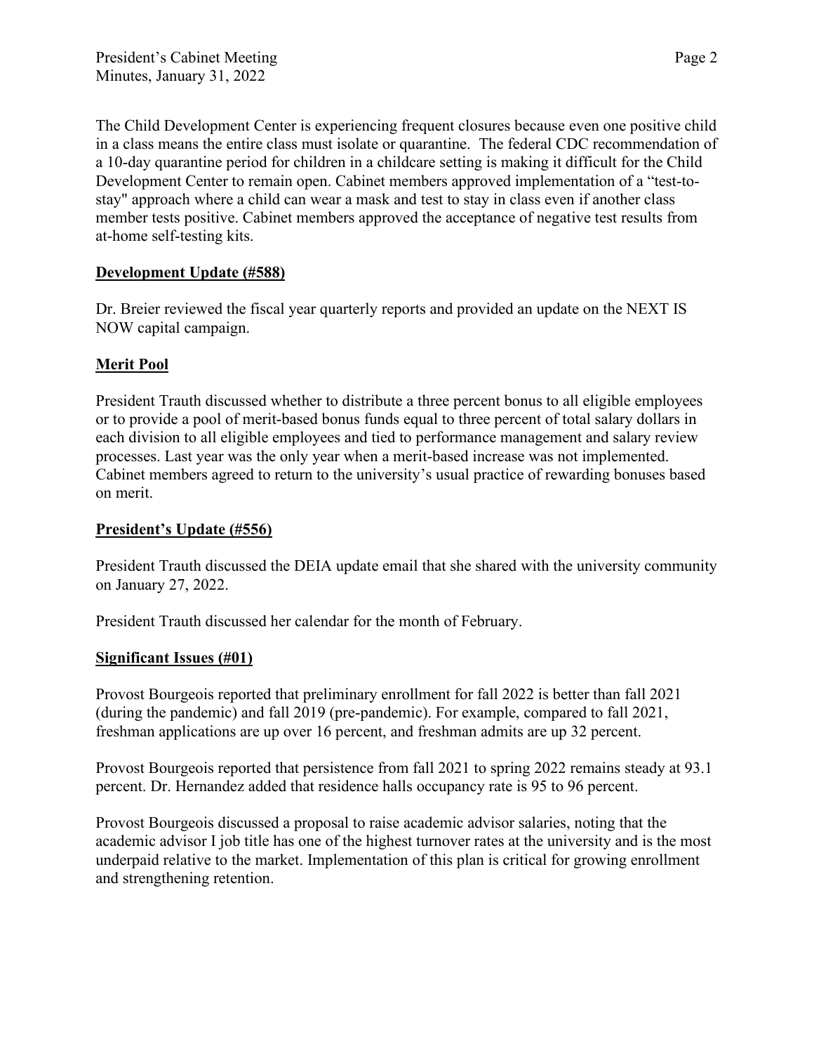The Child Development Center is experiencing frequent closures because even one positive child in a class means the entire class must isolate or quarantine. The federal CDC recommendation of a 10-day quarantine period for children in a childcare setting is making it difficult for the Child Development Center to remain open. Cabinet members approved implementation of a "test-to-stay" approach where a child can wear a mask and test to stay in class even if another class member tests positive. Cabinet members approved the acceptance of negative test results from at-home self-testing kits.

**Development Update (#588)**

Dr. Breier reviewed the fiscal year quarterly reports and provided an update on the NEXT IS NOW capital campaign.

**Merit Pool**

President Trauth discussed whether to distribute a three percent bonus to all eligible employees or to provide a pool of merit-based bonus funds equal to three percent of total salary dollars in each division to all eligible employees and tied to performance management and salary review processes. Last year was the only year when a merit-based increase was not implemented. Cabinet members agreed to return to the university's usual practice of rewarding bonuses based on merit.

**President's Update (#556)**

President Trauth discussed the DEIA update email that she shared with the university community on January 27, 2022.

President Trauth discussed her calendar for the month of February.

**Significant Issues (#01)**

Provost Bourgeois reported that preliminary enrollment for fall 2022 is better than fall 2021 (during the pandemic) and fall 2019 (pre-pandemic). For example, compared to fall 2021, freshman applications are up over 16 percent, and freshman admits are up 32 percent.

Provost Bourgeois reported that persistence from fall 2021 to spring 2022 remains steady at 93.1 percent. Dr. Hernandez added that residence halls occupancy rate is 95 to 96 percent.

Provost Bourgeois discussed a proposal to raise academic advisor salaries, noting that the academic advisor I job title has one of the highest turnover rates at the university and is the most underpaid relative to the market. Implementation of this plan is critical for growing enrollment and strengthening retention.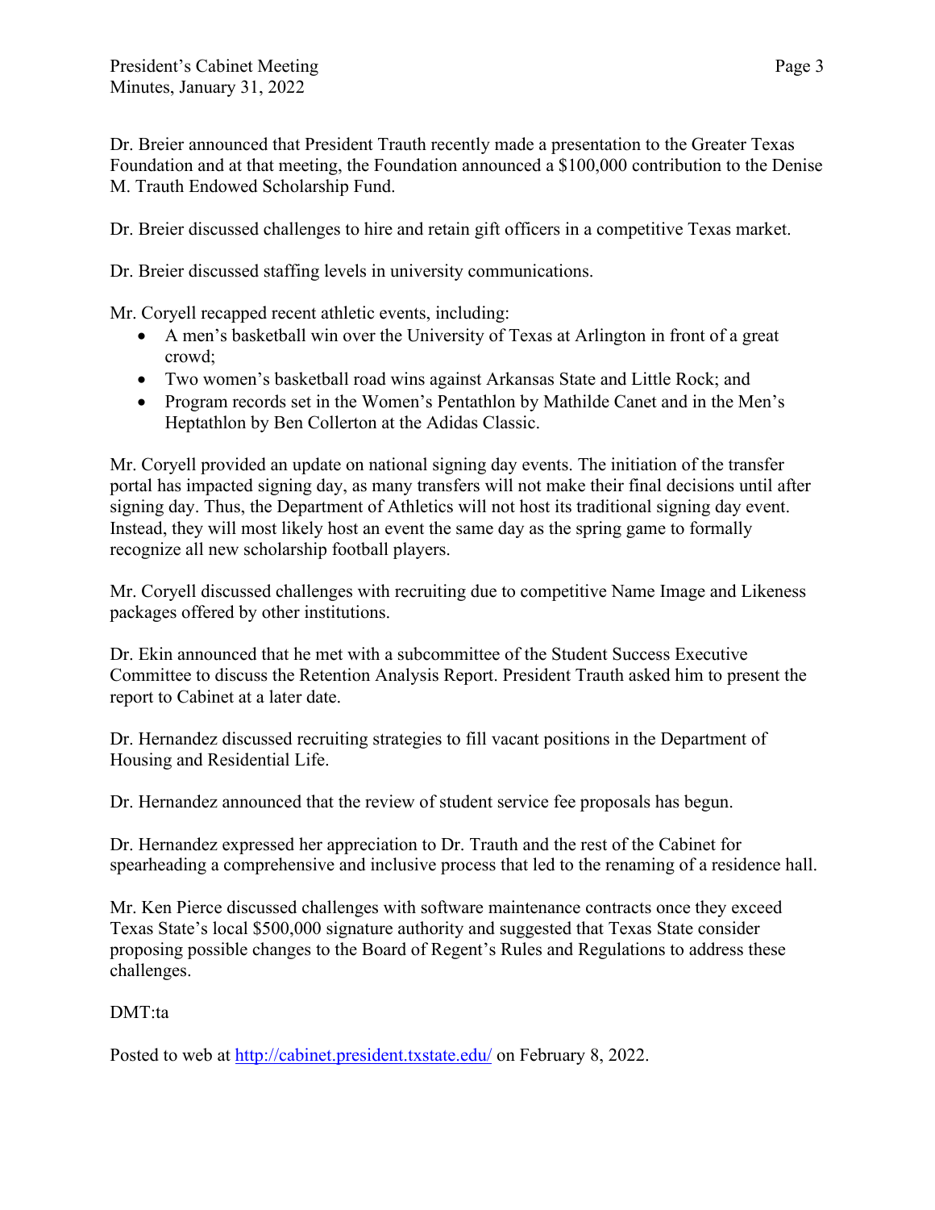Dr. Breier announced that President Trauth recently made a presentation to the Greater Texas Foundation and at that meeting, the Foundation announced a $100,000 contribution to the Denise M. Trauth Endowed Scholarship Fund.

Dr. Breier discussed challenges to hire and retain gift officers in a competitive Texas market.

Dr. Breier discussed staffing levels in university communications.

Mr. Coryell recapped recent athletic events, including:

- A men's basketball win over the University of Texas at Arlington in front of a great crowd;
- Two women's basketball road wins against Arkansas State and Little Rock; and
- Program records set in the Women's Pentathlon by Mathilde Canet and in the Men's Heptathlon by Ben Collerton at the Adidas Classic.

Mr. Coryell provided an update on national signing day events. The initiation of the transfer portal has impacted signing day, as many transfers will not make their final decisions until after signing day. Thus, the Department of Athletics will not host its traditional signing day event. Instead, they will most likely host an event the same day as the spring game to formally recognize all new scholarship football players.

Mr. Coryell discussed challenges with recruiting due to competitive Name Image and Likeness packages offered by other institutions.

Dr. Ekin announced that he met with a subcommittee of the Student Success Executive Committee to discuss the Retention Analysis Report. President Trauth asked him to present the report to Cabinet at a later date.

Dr. Hernandez discussed recruiting strategies to fill vacant positions in the Department of Housing and Residential Life.

Dr. Hernandez announced that the review of student service fee proposals has begun.

Dr. Hernandez expressed her appreciation to Dr. Trauth and the rest of the Cabinet for spearheading a comprehensive and inclusive process that led to the renaming of a residence hall.

Mr. Ken Pierce discussed challenges with software maintenance contracts once they exceed Texas State's local $500,000 signature authority and suggested that Texas State consider proposing possible changes to the Board of Regent's Rules and Regulations to address these challenges.

DMT:ta

Posted to web at http://cabinet.president.txstate.edu/ on February 8, 2022.